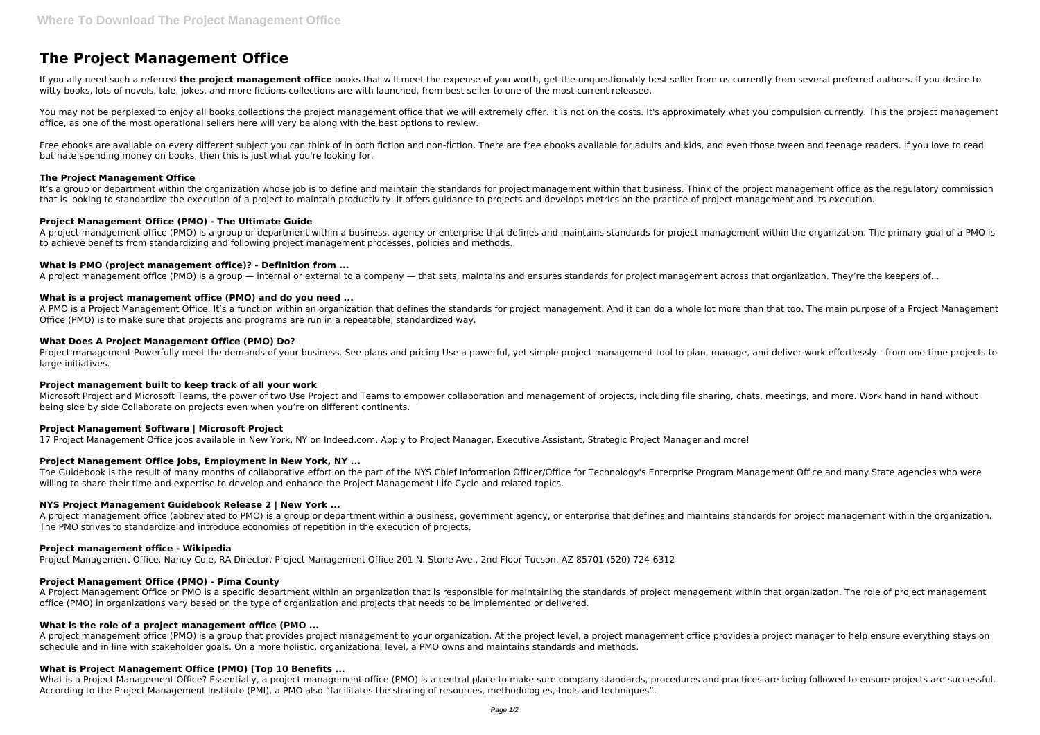# The Project Management Office

If you ally need such a referred **the project management office** books that will meet the expense of you worth, get the unquestionably best seller from us currently from several preferred authors. If you desire to witty books, lots of novels, tale, jokes, and more fictions collections are with launched, from best seller to one of the most current released.

You may not be perplexed to enjoy all books collections the project management office that we will extremely offer. It is not on the costs. It's approximately what you compulsion currently. This the project management office, as one of the most operational sellers here will very be along with the best options to review.

Free ebooks are available on every different subject you can think of in both fiction and non-fiction. There are free ebooks available for adults and kids, and even those tween and teenage readers. If you love to read but hate spending money on books, then this is just what you're looking for.

### The Project Management Office

It's a group or department within the organization whose job is to define and maintain the standards for project management within that business. Think of the project management office as the regulatory commission that is looking to standardize the execution of a project to maintain productivity. It offers guidance to projects and develops metrics on the practice of project management and its execution.

### Project Management Office (PMO) - The Ultimate Guide

A project management office (PMO) is a group or department within a business, agency or enterprise that defines and maintains standards for project management within the organization. The primary goal of a PMO is to achieve benefits from standardizing and following project management processes, policies and methods.

### What is PMO (project management office)? - Definition from ...

A project management office (PMO) is a group — internal or external to a company — that sets, maintains and ensures standards for project management across that organization. They're the keepers of...

### What is a project management office (PMO) and do you need ...

A PMO is a Project Management Office. It's a function within an organization that defines the standards for project management. And it can do a whole lot more than that too. The main purpose of a Project Management Office (PMO) is to make sure that projects and programs are run in a repeatable, standardized way.

### What Does A Project Management Office (PMO) Do?

Project management Powerfully meet the demands of your business. See plans and pricing Use a powerful, yet simple project management tool to plan, manage, and deliver work effortlessly—from one-time projects to large initiatives.

### Project management built to keep track of all your work

Microsoft Project and Microsoft Teams, the power of two Use Project and Teams to empower collaboration and management of projects, including file sharing, chats, meetings, and more. Work hand in hand without being side by side Collaborate on projects even when you're on different continents.

### Project Management Software | Microsoft Project

17 Project Management Office jobs available in New York, NY on Indeed.com. Apply to Project Manager, Executive Assistant, Strategic Project Manager and more!

### Project Management Office Jobs, Employment in New York, NY ...

The Guidebook is the result of many months of collaborative effort on the part of the NYS Chief Information Officer/Office for Technology's Enterprise Program Management Office and many State agencies who were willing to share their time and expertise to develop and enhance the Project Management Life Cycle and related topics.

### NYS Project Management Guidebook Release 2 | New York ...

A project management office (abbreviated to PMO) is a group or department within a business, government agency, or enterprise that defines and maintains standards for project management within the organization. The PMO strives to standardize and introduce economies of repetition in the execution of projects.

### Project management office - Wikipedia

Project Management Office. Nancy Cole, RA Director, Project Management Office 201 N. Stone Ave., 2nd Floor Tucson, AZ 85701 (520) 724-6312

### Project Management Office (PMO) - Pima County

A Project Management Office or PMO is a specific department within an organization that is responsible for maintaining the standards of project management within that organization. The role of project management office (PMO) in organizations vary based on the type of organization and projects that needs to be implemented or delivered.

### What is the role of a project management office (PMO ...

A project management office (PMO) is a group that provides project management to your organization. At the project level, a project management office provides a project manager to help ensure everything stays on schedule and in line with stakeholder goals. On a more holistic, organizational level, a PMO owns and maintains standards and methods.

### What is Project Management Office (PMO) [Top 10 Benefits ...

What is a Project Management Office? Essentially, a project management office (PMO) is a central place to make sure company standards, procedures and practices are being followed to ensure projects are successful. According to the Project Management Institute (PMI), a PMO also "facilitates the sharing of resources, methodologies, tools and techniques".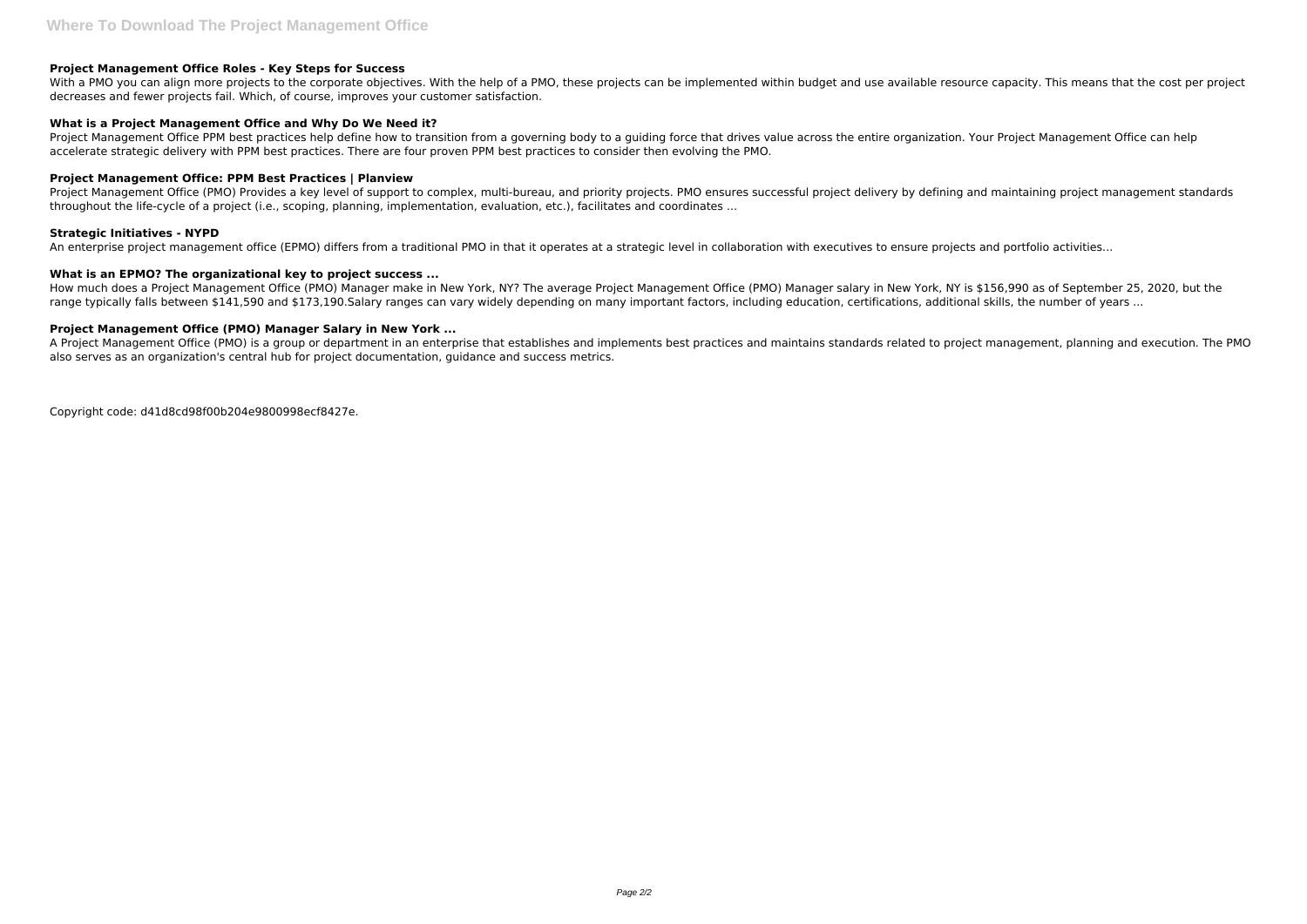### Project Management Office Roles - Key Steps for Success

With a PMO you can align more projects to the corporate objectives. With the help of a PMO, these projects can be implemented within budget and use available resource capacity. This means that the cost per project decreases and fewer projects fail. Which, of course, improves your customer satisfaction.

### What is a Project Management Office and Why Do We Need it?

Project Management Office PPM best practices help define how to transition from a governing body to a guiding force that drives value across the entire organization. Your Project Management Office can help accelerate strategic delivery with PPM best practices. There are four proven PPM best practices to consider then evolving the PMO.

### Project Management Office: PPM Best Practices | Planview

Project Management Office (PMO) Provides a key level of support to complex, multi-bureau, and priority projects. PMO ensures successful project delivery by defining and maintaining project management standards throughout the life-cycle of a project (i.e., scoping, planning, implementation, evaluation, etc.), facilitates and coordinates ...

### Strategic Initiatives - NYPD

An enterprise project management office (EPMO) differs from a traditional PMO in that it operates at a strategic level in collaboration with executives to ensure projects and portfolio activities...

### What is an EPMO? The organizational key to project success ...

How much does a Project Management Office (PMO) Manager make in New York, NY? The average Project Management Office (PMO) Manager salary in New York, NY is $156,990 as of September 25, 2020, but the range typically falls between $141,590 and $173,190.Salary ranges can vary widely depending on many important factors, including education, certifications, additional skills, the number of years ...

### Project Management Office (PMO) Manager Salary in New York ...

A Project Management Office (PMO) is a group or department in an enterprise that establishes and implements best practices and maintains standards related to project management, planning and execution. The PMO also serves as an organization's central hub for project documentation, guidance and success metrics.

Copyright code: d41d8cd98f00b204e9800998ecf8427e.